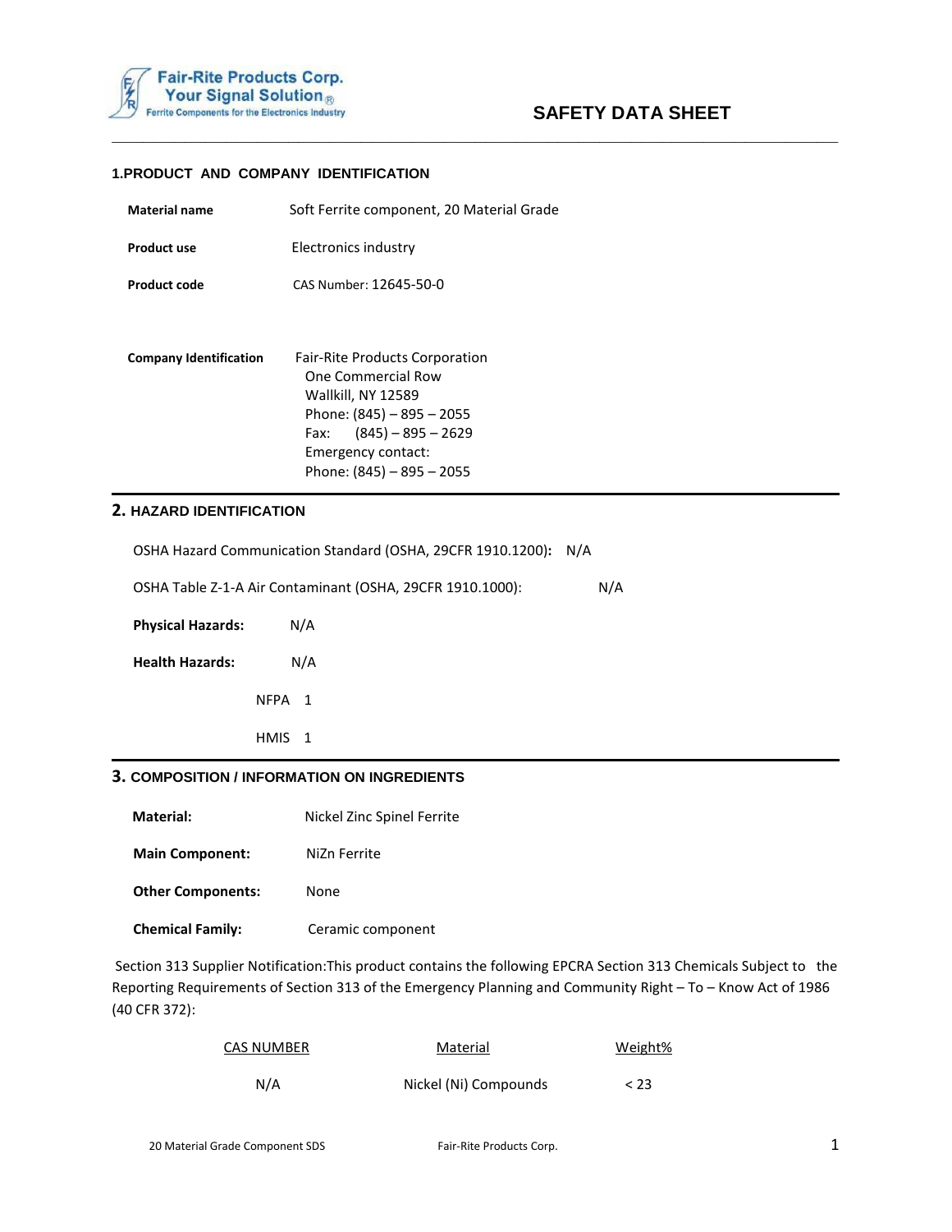Fair-Rite Products Corp.
Your Signal Solution®
Ferrite Components for the Electronics Industry

# SAFETY DATA SHEET

## 1.PRODUCT AND COMPANY IDENTIFICATION

**Material name** Soft Ferrite component, 20 Material Grade

**Product use** Electronics industry

**Product code** CAS Number: 12645-50-0

**Company Identification** Fair-Rite Products Corporation
One Commercial Row
Wallkill, NY 12589
Phone: (845) – 895 – 2055
Fax: (845) – 895 – 2629
Emergency contact:
Phone: (845) – 895 – 2055

## 2. HAZARD IDENTIFICATION

OSHA Hazard Communication Standard (OSHA, 29CFR 1910.1200)**:** N/A

OSHA Table Z-1-A Air Contaminant (OSHA, 29CFR 1910.1000): N/A

**Physical Hazards:** N/A

**Health Hazards:** N/A

NFPA 1

HMIS 1

## 3. COMPOSITION / INFORMATION ON INGREDIENTS

**Material:** Nickel Zinc Spinel Ferrite

**Main Component:** NiZn Ferrite

**Other Components:** None

**Chemical Family:** Ceramic component

Section 313 Supplier Notification:This product contains the following EPCRA Section 313 Chemicals Subject to the Reporting Requirements of Section 313 of the Emergency Planning and Community Right – To – Know Act of 1986 (40 CFR 372):

| CAS NUMBER | Material | Weight% |
| --- | --- | --- |
| N/A | Nickel (Ni) Compounds | < 23 |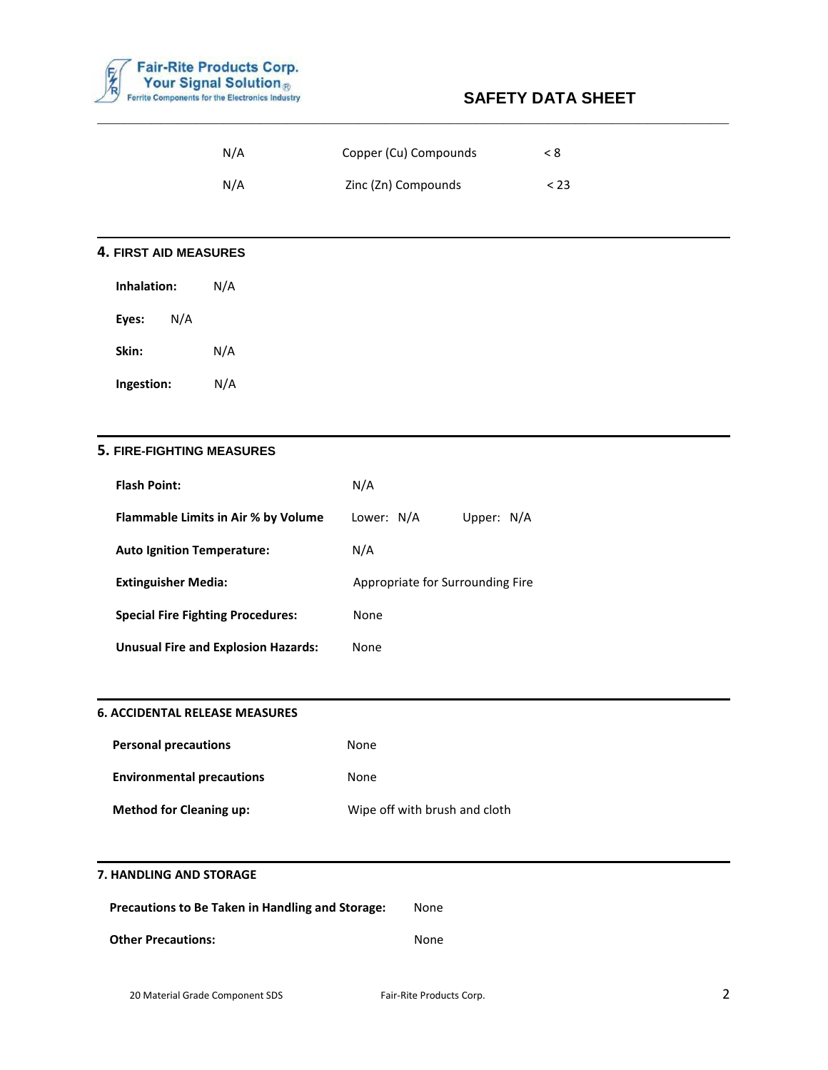| | | |
|---|---|---|
| N/A | Copper (Cu) Compounds | < 8 |
| N/A | Zinc (Zn) Compounds | < 23 |

## 4. FIRST AID MEASURES

**Inhalation:** N/A

**Eyes:** N/A

**Skin:** N/A

**Ingestion:** N/A

## 5. FIRE-FIGHTING MEASURES

| | |
|---|---|
| **Flash Point:** | N/A |
| **Flammable Limits in Air % by Volume** | Lower: N/A    Upper: N/A |
| **Auto Ignition Temperature:** | N/A |
| **Extinguisher Media:** | Appropriate for Surrounding Fire |
| **Special Fire Fighting Procedures:** | None |
| **Unusual Fire and Explosion Hazards:** | None |

## 6. ACCIDENTAL RELEASE MEASURES

| | |
|---|---|
| **Personal precautions** | None |
| **Environmental precautions** | None |
| **Method for Cleaning up:** | Wipe off with brush and cloth |

## 7. HANDLING AND STORAGE

| | |
|---|---|
| **Precautions to Be Taken in Handling and Storage:** | None |
| **Other Precautions:** | None |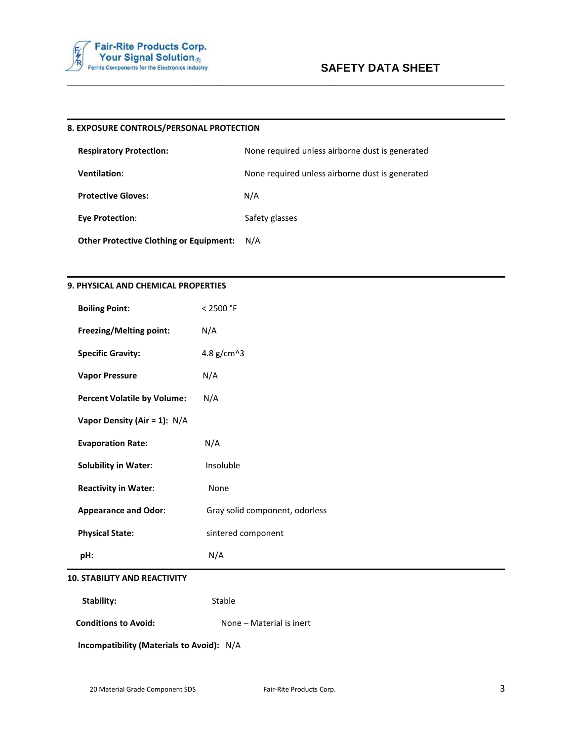## 8. EXPOSURE CONTROLS/PERSONAL PROTECTION

| | |
|---|---|
| **Respiratory Protection:** | None required unless airborne dust is generated |
| **Ventilation**: | None required unless airborne dust is generated |
| **Protective Gloves:** | N/A |
| **Eye Protection**: | Safety glasses |
| **Other Protective Clothing or Equipment:** | N/A |

## 9. PHYSICAL AND CHEMICAL PROPERTIES

| | |
|---|---|
| **Boiling Point:** | < 2500 °F |
| **Freezing/Melting point:** | N/A |
| **Specific Gravity:** | 4.8 g/cm^3 |
| **Vapor Pressure** | N/A |
| **Percent Volatile by Volume:** | N/A |
| **Vapor Density (Air = 1):** | N/A |
| **Evaporation Rate:** | N/A |
| **Solubility in Water**: | Insoluble |
| **Reactivity in Water**: | None |
| **Appearance and Odor**: | Gray solid component, odorless |
| **Physical State:** | sintered component |
| **pH:** | N/A |

## 10. STABILITY AND REACTIVITY

| | |
|---|---|
| **Stability:** | Stable |
| **Conditions to Avoid:** | None – Material is inert |
| **Incompatibility (Materials to Avoid):** | N/A |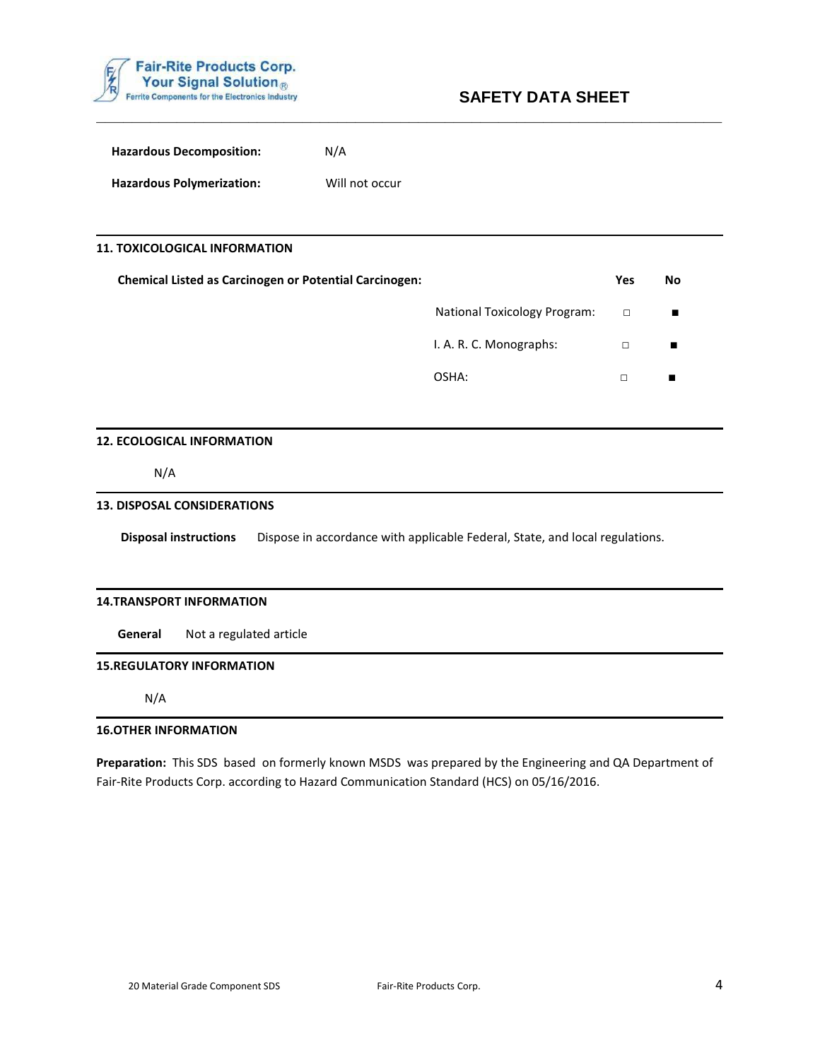**Hazardous Decomposition:** N/A

**Hazardous Polymerization:** Will not occur

## 11. TOXICOLOGICAL INFORMATION

**Chemical Listed as Carcinogen or Potential Carcinogen:**

| | Yes | No |
|---|---|---|
| National Toxicology Program: | □ | ■ |
| I. A. R. C. Monographs: | □ | ■ |
| OSHA: | □ | ■ |

## 12. ECOLOGICAL INFORMATION

N/A

## 13. DISPOSAL CONSIDERATIONS

**Disposal instructions** Dispose in accordance with applicable Federal, State, and local regulations.

## 14.TRANSPORT INFORMATION

**General** Not a regulated article

## 15.REGULATORY INFORMATION

N/A

## 16.OTHER INFORMATION

**Preparation:** This SDS based on formerly known MSDS was prepared by the Engineering and QA Department of Fair-Rite Products Corp. according to Hazard Communication Standard (HCS) on 05/16/2016.